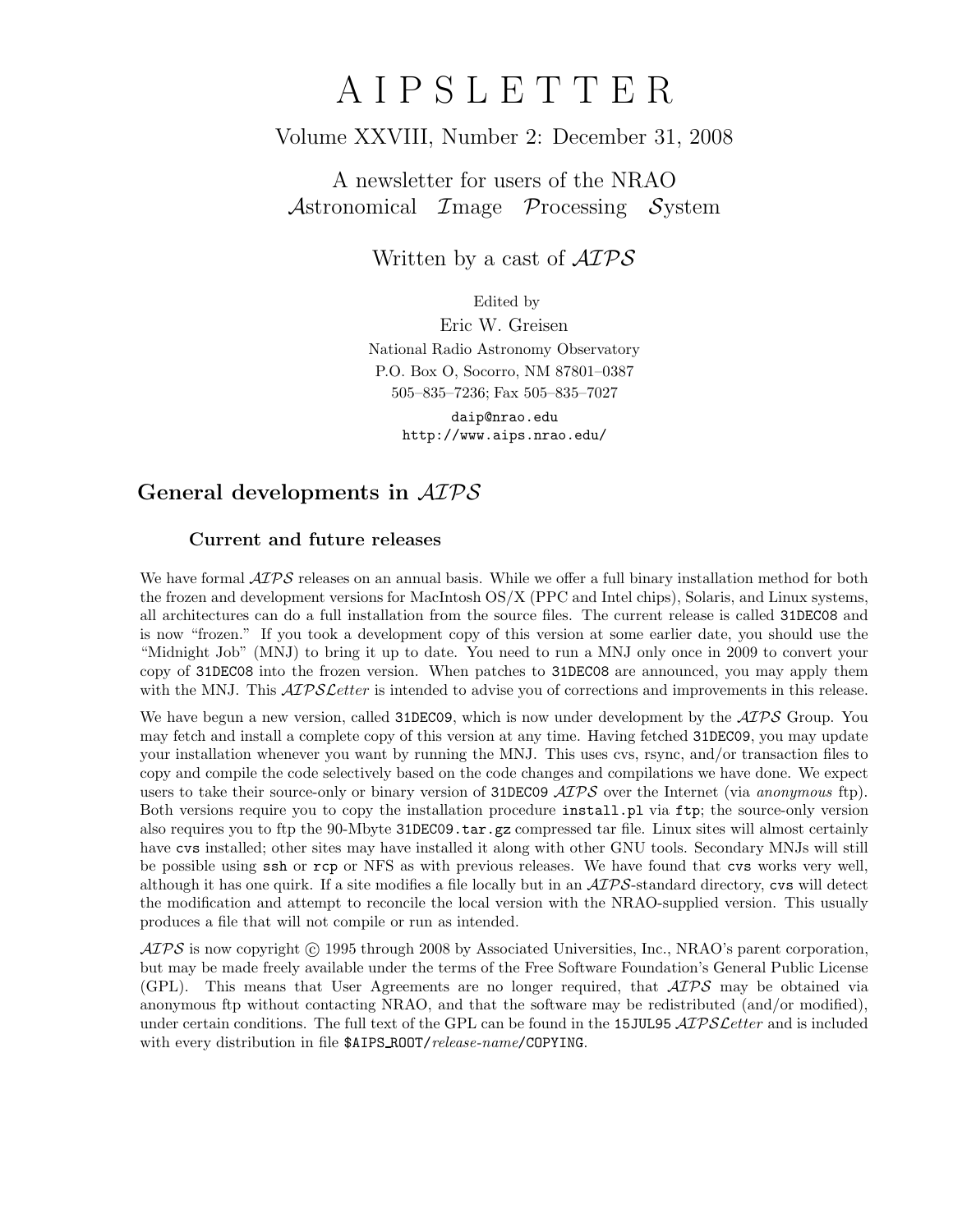# A I P S L E T T E R

Volume XXVIII, Number 2: December 31, 2008

A newsletter for users of the NRAO
*A*stronomical *I*mage *P*rocessing *S*ystem

Written by a cast of *AIPS*

Edited by
Eric W. Greisen
National Radio Astronomy Observatory
P.O. Box O, Socorro, NM 87801–0387
505–835–7236; Fax 505–835–7027

daip@nrao.edu
http://www.aips.nrao.edu/

## General developments in *AIPS*

### Current and future releases

We have formal *AIPS* releases on an annual basis. While we offer a full binary installation method for both the frozen and development versions for MacIntosh OS/X (PPC and Intel chips), Solaris, and Linux systems, all architectures can do a full installation from the source files. The current release is called `31DEC08` and is now "frozen." If you took a development copy of this version at some earlier date, you should use the "Midnight Job" (MNJ) to bring it up to date. You need to run a MNJ only once in 2009 to convert your copy of `31DEC08` into the frozen version. When patches to `31DEC08` are announced, you may apply them with the MNJ. This *AIPSLetter* is intended to advise you of corrections and improvements in this release.

We have begun a new version, called `31DEC09`, which is now under development by the *AIPS* Group. You may fetch and install a complete copy of this version at any time. Having fetched `31DEC09`, you may update your installation whenever you want by running the MNJ. This uses cvs, rsync, and/or transaction files to copy and compile the code selectively based on the code changes and compilations we have done. We expect users to take their source-only or binary version of `31DEC09` *AIPS* over the Internet (via *anonymous* ftp). Both versions require you to copy the installation procedure `install.pl` via `ftp`; the source-only version also requires you to ftp the 90-Mbyte `31DEC09.tar.gz` compressed tar file. Linux sites will almost certainly have `cvs` installed; other sites may have installed it along with other GNU tools. Secondary MNJs will still be possible using `ssh` or `rcp` or NFS as with previous releases. We have found that `cvs` works very well, although it has one quirk. If a site modifies a file locally but in an *AIPS*-standard directory, `cvs` will detect the modification and attempt to reconcile the local version with the NRAO-supplied version. This usually produces a file that will not compile or run as intended.

*AIPS* is now copyright © 1995 through 2008 by Associated Universities, Inc., NRAO's parent corporation, but may be made freely available under the terms of the Free Software Foundation's General Public License (GPL). This means that User Agreements are no longer required, that *AIPS* may be obtained via anonymous ftp without contacting NRAO, and that the software may be redistributed (and/or modified), under certain conditions. The full text of the GPL can be found in the `15JUL95` *AIPSLetter* and is included with every distribution in file `$AIPS_ROOT/`*release-name*`/COPYING`.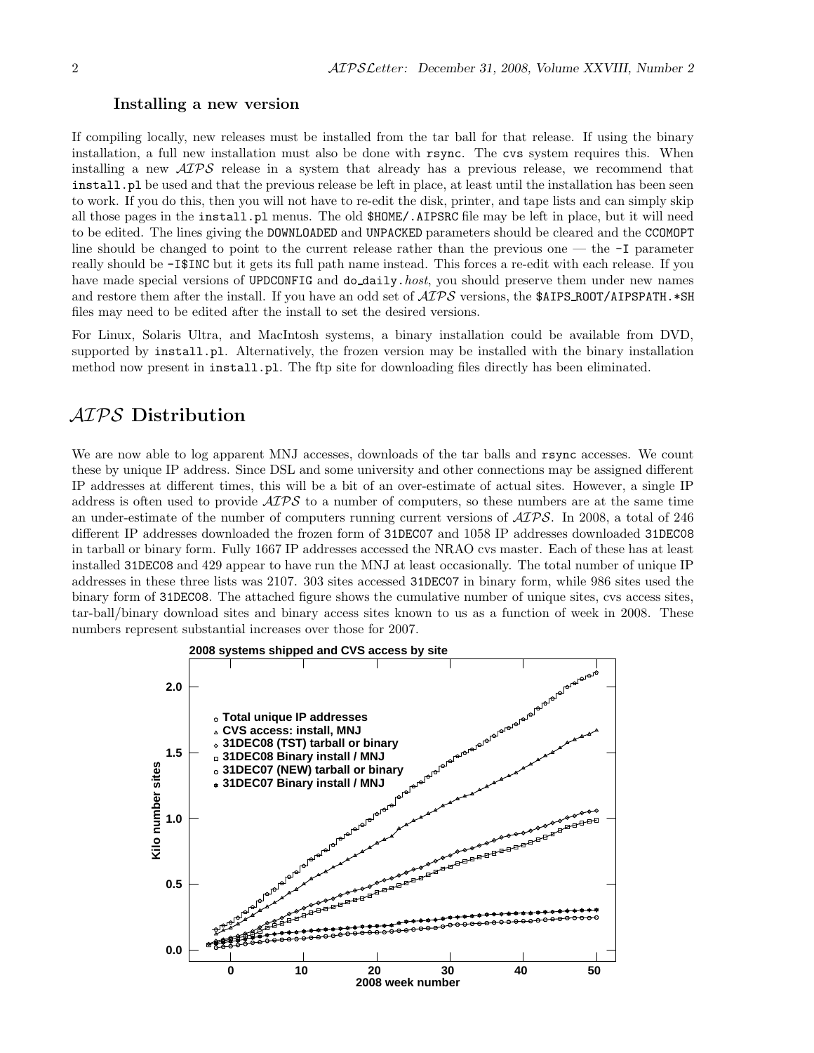### Installing a new version

If compiling locally, new releases must be installed from the tar ball for that release. If using the binary installation, a full new installation must also be done with `rsync`. The `cvs` system requires this. When installing a new *AIPS* release in a system that already has a previous release, we recommend that `install.pl` be used and that the previous release be left in place, at least until the installation has been seen to work. If you do this, then you will not have to re-edit the disk, printer, and tape lists and can simply skip all those pages in the `install.pl` menus. The old `$HOME/.AIPSRC` file may be left in place, but it will need to be edited. The lines giving the `DOWNLOADED` and `UNPACKED` parameters should be cleared and the `CCOMOPT` line should be changed to point to the current release rather than the previous one — the `-I` parameter really should be `-I$INC` but it gets its full path name instead. This forces a re-edit with each release. If you have made special versions of `UPDCONFIG` and `do_daily.`*host*, you should preserve them under new names and restore them after the install. If you have an odd set of *AIPS* versions, the `$AIPS_ROOT/AIPSPATH.*SH` files may need to be edited after the install to set the desired versions.

For Linux, Solaris Ultra, and MacIntosh systems, a binary installation could be available from DVD, supported by `install.pl`. Alternatively, the frozen version may be installed with the binary installation method now present in `install.pl`. The ftp site for downloading files directly has been eliminated.

## *AIPS* Distribution

We are now able to log apparent MNJ accesses, downloads of the tar balls and `rsync` accesses. We count these by unique IP address. Since DSL and some university and other connections may be assigned different IP addresses at different times, this will be a bit of an over-estimate of actual sites. However, a single IP address is often used to provide *AIPS* to a number of computers, so these numbers are at the same time an under-estimate of the number of computers running current versions of *AIPS*. In 2008, a total of 246 different IP addresses downloaded the frozen form of `31DEC07` and 1058 IP addresses downloaded `31DEC08` in tarball or binary form. Fully 1667 IP addresses accessed the NRAO cvs master. Each of these has at least installed `31DEC08` and 429 appear to have run the MNJ at least occasionally. The total number of unique IP addresses in these three lists was 2107. 303 sites accessed `31DEC07` in binary form, while 986 sites used the binary form of `31DEC08`. The attached figure shows the cumulative number of unique sites, cvs access sites, tar-ball/binary download sites and binary access sites known to us as a function of week in 2008. These numbers represent substantial increases over those for 2007.

**2008 systems shipped and CVS access by site**

- Total unique IP addresses
- CVS access: install, MNJ
- 31DEC08 (TST) tarball or binary
- 31DEC08 Binary install / MNJ
- 31DEC07 (NEW) tarball or binary
- 31DEC07 Binary install / MNJ

Y-axis: Kilo number sites (0.0–2.0); X-axis: 2008 week number (0–50)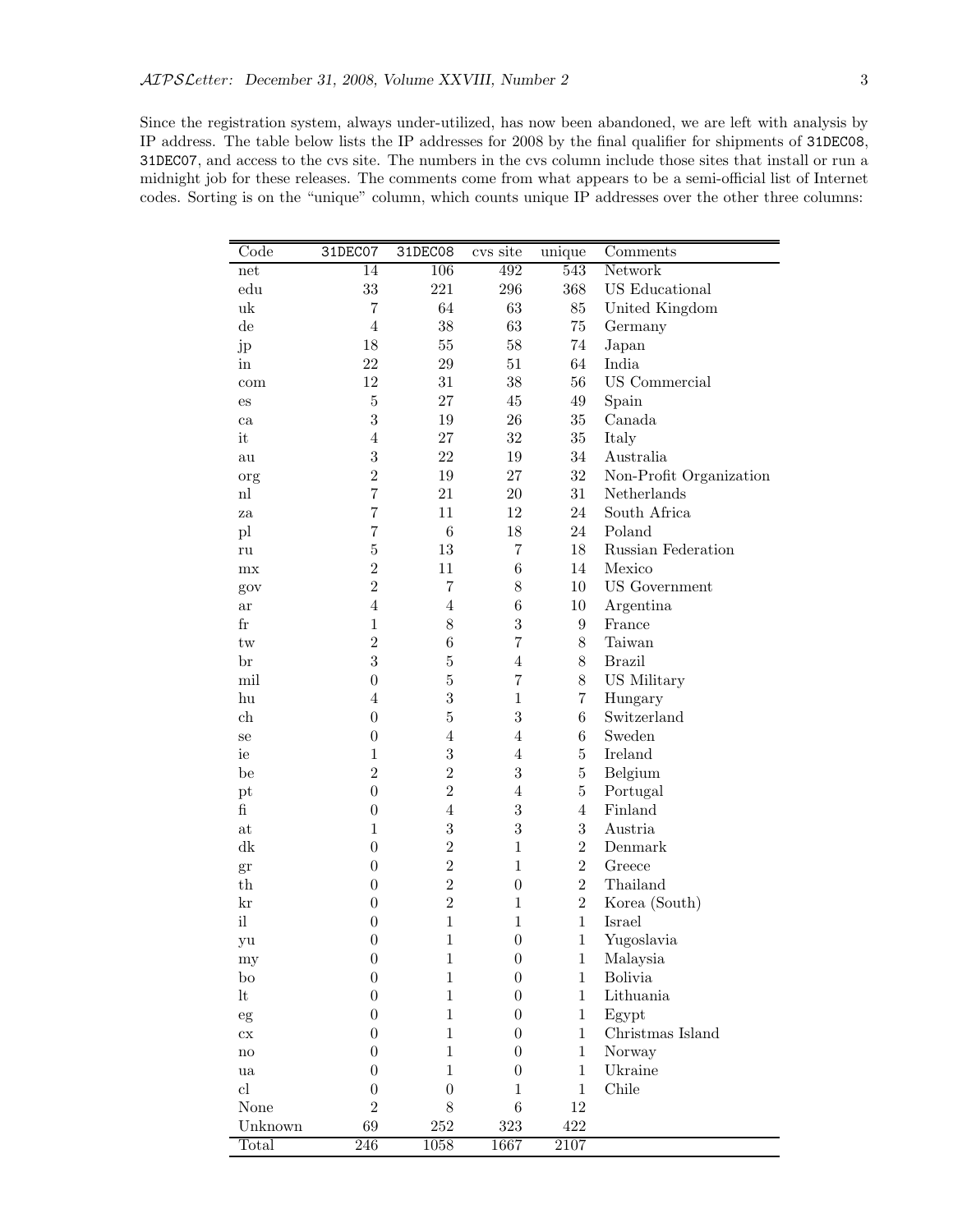Since the registration system, always under-utilized, has now been abandoned, we are left with analysis by IP address. The table below lists the IP addresses for 2008 by the final qualifier for shipments of `31DEC08`, `31DEC07`, and access to the cvs site. The numbers in the cvs column include those sites that install or run a midnight job for these releases. The comments come from what appears to be a semi-official list of Internet codes. Sorting is on the "unique" column, which counts unique IP addresses over the other three columns:

| Code | 31DEC07 | 31DEC08 | cvs site | unique | Comments |
|---|---|---|---|---|---|
| net | 14 | 106 | 492 | 543 | Network |
| edu | 33 | 221 | 296 | 368 | US Educational |
| uk | 7 | 64 | 63 | 85 | United Kingdom |
| de | 4 | 38 | 63 | 75 | Germany |
| jp | 18 | 55 | 58 | 74 | Japan |
| in | 22 | 29 | 51 | 64 | India |
| com | 12 | 31 | 38 | 56 | US Commercial |
| es | 5 | 27 | 45 | 49 | Spain |
| ca | 3 | 19 | 26 | 35 | Canada |
| it | 4 | 27 | 32 | 35 | Italy |
| au | 3 | 22 | 19 | 34 | Australia |
| org | 2 | 19 | 27 | 32 | Non-Profit Organization |
| nl | 7 | 21 | 20 | 31 | Netherlands |
| za | 7 | 11 | 12 | 24 | South Africa |
| pl | 7 | 6 | 18 | 24 | Poland |
| ru | 5 | 13 | 7 | 18 | Russian Federation |
| mx | 2 | 11 | 6 | 14 | Mexico |
| gov | 2 | 7 | 8 | 10 | US Government |
| ar | 4 | 4 | 6 | 10 | Argentina |
| fr | 1 | 8 | 3 | 9 | France |
| tw | 2 | 6 | 7 | 8 | Taiwan |
| br | 3 | 5 | 4 | 8 | Brazil |
| mil | 0 | 5 | 7 | 8 | US Military |
| hu | 4 | 3 | 1 | 7 | Hungary |
| ch | 0 | 5 | 3 | 6 | Switzerland |
| se | 0 | 4 | 4 | 6 | Sweden |
| ie | 1 | 3 | 4 | 5 | Ireland |
| be | 2 | 2 | 3 | 5 | Belgium |
| pt | 0 | 2 | 4 | 5 | Portugal |
| fi | 0 | 4 | 3 | 4 | Finland |
| at | 1 | 3 | 3 | 3 | Austria |
| dk | 0 | 2 | 1 | 2 | Denmark |
| gr | 0 | 2 | 1 | 2 | Greece |
| th | 0 | 2 | 0 | 2 | Thailand |
| kr | 0 | 2 | 1 | 2 | Korea (South) |
| il | 0 | 1 | 1 | 1 | Israel |
| yu | 0 | 1 | 0 | 1 | Yugoslavia |
| my | 0 | 1 | 0 | 1 | Malaysia |
| bo | 0 | 1 | 0 | 1 | Bolivia |
| lt | 0 | 1 | 0 | 1 | Lithuania |
| eg | 0 | 1 | 0 | 1 | Egypt |
| cx | 0 | 1 | 0 | 1 | Christmas Island |
| no | 0 | 1 | 0 | 1 | Norway |
| ua | 0 | 1 | 0 | 1 | Ukraine |
| cl | 0 | 0 | 1 | 1 | Chile |
| None | 2 | 8 | 6 | 12 | |
| Unknown | 69 | 252 | 323 | 422 | |
| Total | 246 | 1058 | 1667 | 2107 | |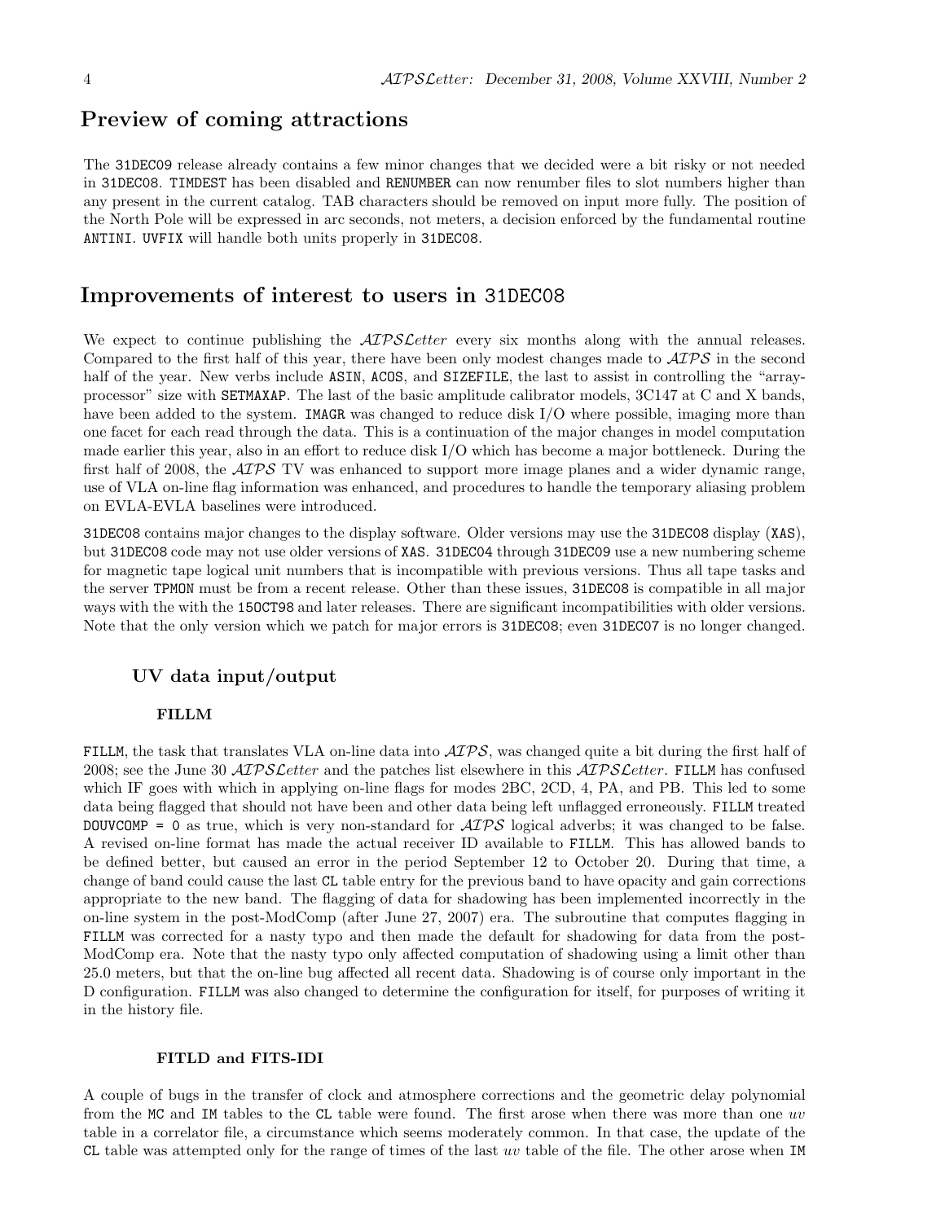## Preview of coming attractions

The 31DEC09 release already contains a few minor changes that we decided were a bit risky or not needed in 31DEC08. TIMDEST has been disabled and RENUMBER can now renumber files to slot numbers higher than any present in the current catalog. TAB characters should be removed on input more fully. The position of the North Pole will be expressed in arc seconds, not meters, a decision enforced by the fundamental routine ANTINI. UVFIX will handle both units properly in 31DEC08.

## Improvements of interest to users in 31DEC08

We expect to continue publishing the *AIPSLetter* every six months along with the annual releases. Compared to the first half of this year, there have been only modest changes made to *AIPS* in the second half of the year. New verbs include ASIN, ACOS, and SIZEFILE, the last to assist in controlling the "array-processor" size with SETMAXAP. The last of the basic amplitude calibrator models, 3C147 at C and X bands, have been added to the system. IMAGR was changed to reduce disk I/O where possible, imaging more than one facet for each read through the data. This is a continuation of the major changes in model computation made earlier this year, also in an effort to reduce disk I/O which has become a major bottleneck. During the first half of 2008, the *AIPS* TV was enhanced to support more image planes and a wider dynamic range, use of VLA on-line flag information was enhanced, and procedures to handle the temporary aliasing problem on EVLA-EVLA baselines were introduced.

31DEC08 contains major changes to the display software. Older versions may use the 31DEC08 display (XAS), but 31DEC08 code may not use older versions of XAS. 31DEC04 through 31DEC09 use a new numbering scheme for magnetic tape logical unit numbers that is incompatible with previous versions. Thus all tape tasks and the server TPMON must be from a recent release. Other than these issues, 31DEC08 is compatible in all major ways with the with the 15OCT98 and later releases. There are significant incompatibilities with older versions. Note that the only version which we patch for major errors is 31DEC08; even 31DEC07 is no longer changed.

### UV data input/output

#### FILLM

FILLM, the task that translates VLA on-line data into *AIPS*, was changed quite a bit during the first half of 2008; see the June 30 *AIPSLetter* and the patches list elsewhere in this *AIPSLetter*. FILLM has confused which IF goes with which in applying on-line flags for modes 2BC, 2CD, 4, PA, and PB. This led to some data being flagged that should not have been and other data being left unflagged erroneously. FILLM treated DOUVCOMP = 0 as true, which is very non-standard for *AIPS* logical adverbs; it was changed to be false. A revised on-line format has made the actual receiver ID available to FILLM. This has allowed bands to be defined better, but caused an error in the period September 12 to October 20. During that time, a change of band could cause the last CL table entry for the previous band to have opacity and gain corrections appropriate to the new band. The flagging of data for shadowing has been implemented incorrectly in the on-line system in the post-ModComp (after June 27, 2007) era. The subroutine that computes flagging in FILLM was corrected for a nasty typo and then made the default for shadowing for data from the post-ModComp era. Note that the nasty typo only affected computation of shadowing using a limit other than 25.0 meters, but that the on-line bug affected all recent data. Shadowing is of course only important in the D configuration. FILLM was also changed to determine the configuration for itself, for purposes of writing it in the history file.

#### FITLD and FITS-IDI

A couple of bugs in the transfer of clock and atmosphere corrections and the geometric delay polynomial from the MC and IM tables to the CL table were found. The first arose when there was more than one *uv* table in a correlator file, a circumstance which seems moderately common. In that case, the update of the CL table was attempted only for the range of times of the last *uv* table of the file. The other arose when IM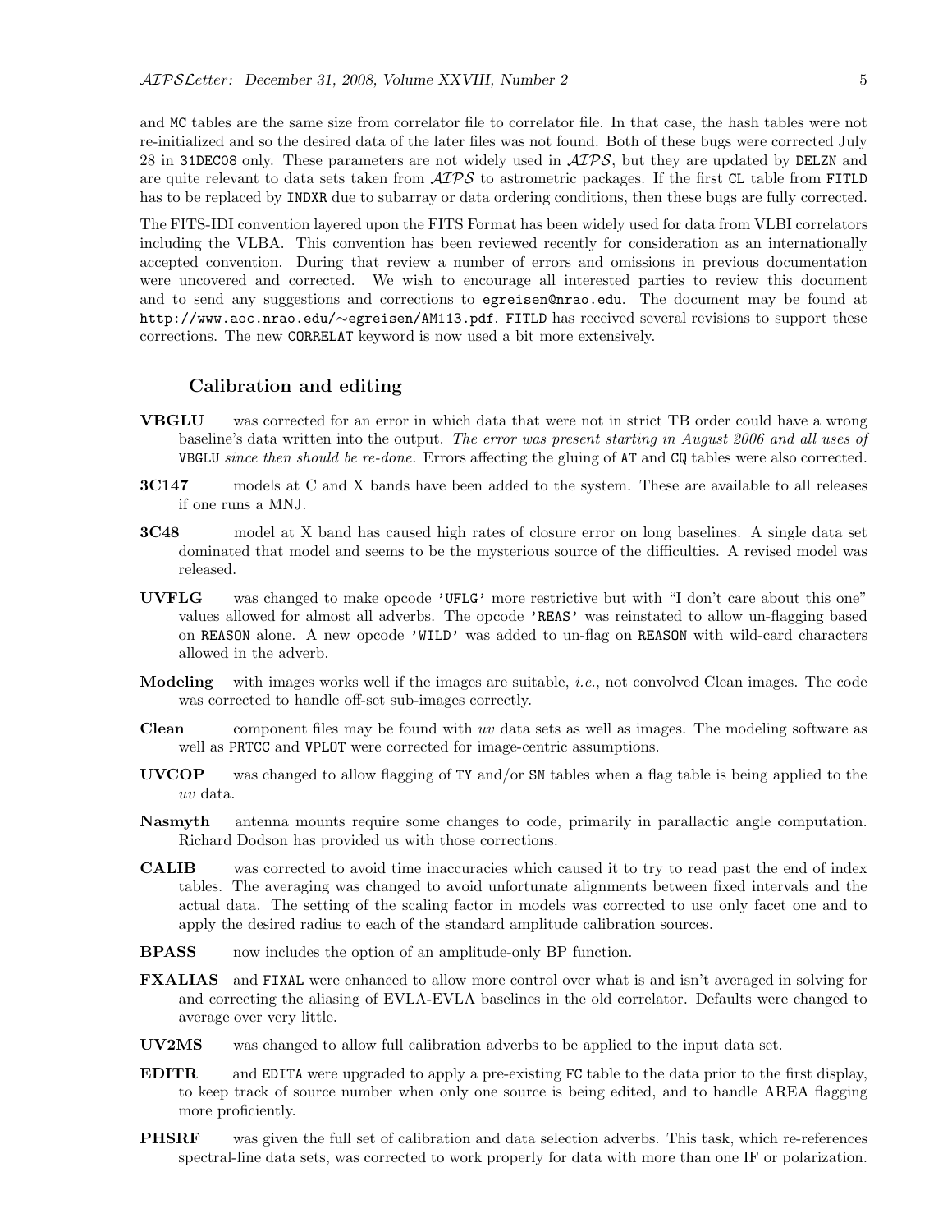and MC tables are the same size from correlator file to correlator file. In that case, the hash tables were not re-initialized and so the desired data of the later files was not found. Both of these bugs were corrected July 28 in 31DEC08 only. These parameters are not widely used in *AIPS*, but they are updated by DELZN and are quite relevant to data sets taken from *AIPS* to astrometric packages. If the first CL table from FITLD has to be replaced by INDXR due to subarray or data ordering conditions, then these bugs are fully corrected.

The FITS-IDI convention layered upon the FITS Format has been widely used for data from VLBI correlators including the VLBA. This convention has been reviewed recently for consideration as an internationally accepted convention. During that review a number of errors and omissions in previous documentation were uncovered and corrected. We wish to encourage all interested parties to review this document and to send any suggestions and corrections to egreisen@nrao.edu. The document may be found at http://www.aoc.nrao.edu/∼egreisen/AM113.pdf. FITLD has received several revisions to support these corrections. The new CORRELAT keyword is now used a bit more extensively.

### Calibration and editing

**VBGLU** was corrected for an error in which data that were not in strict TB order could have a wrong baseline's data written into the output. *The error was present starting in August 2006 and all uses of* VBGLU *since then should be re-done.* Errors affecting the gluing of AT and CQ tables were also corrected.

**3C147** models at C and X bands have been added to the system. These are available to all releases if one runs a MNJ.

**3C48** model at X band has caused high rates of closure error on long baselines. A single data set dominated that model and seems to be the mysterious source of the difficulties. A revised model was released.

**UVFLG** was changed to make opcode 'UFLG' more restrictive but with "I don't care about this one" values allowed for almost all adverbs. The opcode 'REAS' was reinstated to allow un-flagging based on REASON alone. A new opcode 'WILD' was added to un-flag on REASON with wild-card characters allowed in the adverb.

**Modeling** with images works well if the images are suitable, *i.e.*, not convolved Clean images. The code was corrected to handle off-set sub-images correctly.

**Clean** component files may be found with *uv* data sets as well as images. The modeling software as well as PRTCC and VPLOT were corrected for image-centric assumptions.

**UVCOP** was changed to allow flagging of TY and/or SN tables when a flag table is being applied to the *uv* data.

**Nasmyth** antenna mounts require some changes to code, primarily in parallactic angle computation. Richard Dodson has provided us with those corrections.

**CALIB** was corrected to avoid time inaccuracies which caused it to try to read past the end of index tables. The averaging was changed to avoid unfortunate alignments between fixed intervals and the actual data. The setting of the scaling factor in models was corrected to use only facet one and to apply the desired radius to each of the standard amplitude calibration sources.

**BPASS** now includes the option of an amplitude-only BP function.

**FXALIAS** and FIXAL were enhanced to allow more control over what is and isn't averaged in solving for and correcting the aliasing of EVLA-EVLA baselines in the old correlator. Defaults were changed to average over very little.

**UV2MS** was changed to allow full calibration adverbs to be applied to the input data set.

**EDITR** and EDITA were upgraded to apply a pre-existing FC table to the data prior to the first display, to keep track of source number when only one source is being edited, and to handle AREA flagging more proficiently.

**PHSRF** was given the full set of calibration and data selection adverbs. This task, which re-references spectral-line data sets, was corrected to work properly for data with more than one IF or polarization.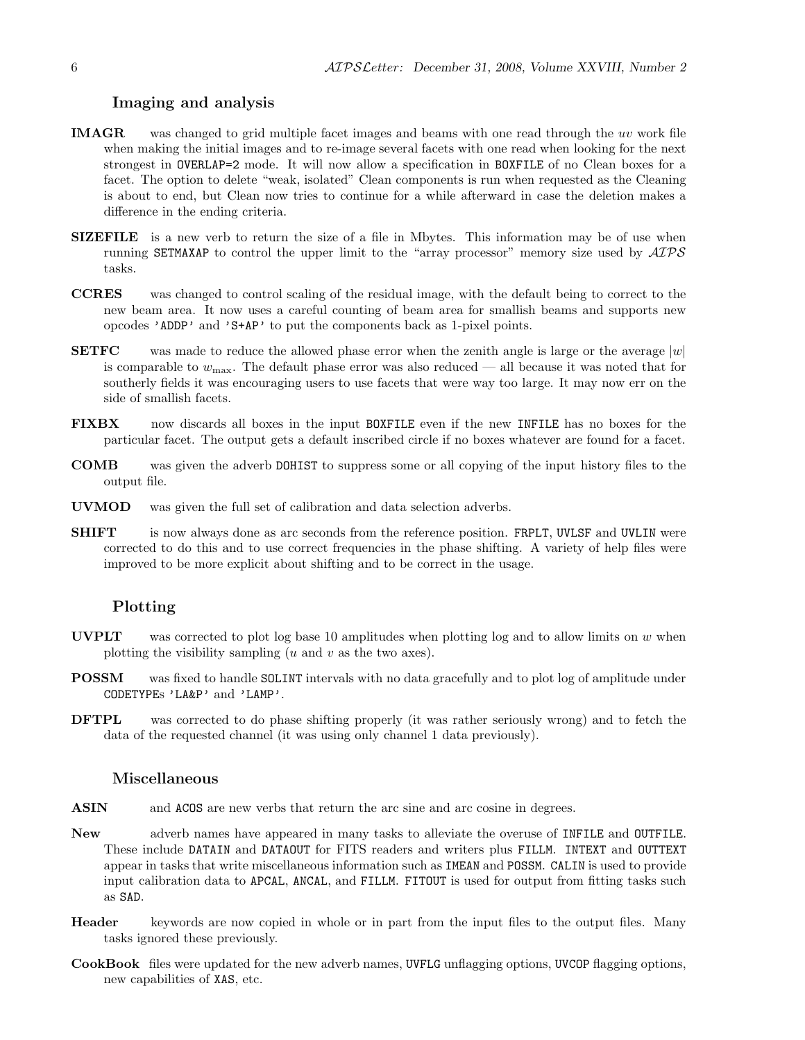### Imaging and analysis

**IMAGR** was changed to grid multiple facet images and beams with one read through the *uv* work file when making the initial images and to re-image several facets with one read when looking for the next strongest in `OVERLAP=2` mode. It will now allow a specification in `BOXFILE` of no Clean boxes for a facet. The option to delete "weak, isolated" Clean components is run when requested as the Cleaning is about to end, but Clean now tries to continue for a while afterward in case the deletion makes a difference in the ending criteria.

**SIZEFILE** is a new verb to return the size of a file in Mbytes. This information may be of use when running `SETMAXAP` to control the upper limit to the "array processor" memory size used by *AIPS* tasks.

**CCRES** was changed to control scaling of the residual image, with the default being to correct to the new beam area. It now uses a careful counting of beam area for smallish beams and supports new opcodes `'ADDP'` and `'S+AP'` to put the components back as 1-pixel points.

**SETFC** was made to reduce the allowed phase error when the zenith angle is large or the average $|w|$ is comparable to $w_{\max}$. The default phase error was also reduced — all because it was noted that for southerly fields it was encouraging users to use facets that were way too large. It may now err on the side of smallish facets.

**FIXBX** now discards all boxes in the input `BOXFILE` even if the new `INFILE` has no boxes for the particular facet. The output gets a default inscribed circle if no boxes whatever are found for a facet.

**COMB** was given the adverb `DOHIST` to suppress some or all copying of the input history files to the output file.

**UVMOD** was given the full set of calibration and data selection adverbs.

**SHIFT** is now always done as arc seconds from the reference position. `FRPLT`, `UVLSF` and `UVLIN` were corrected to do this and to use correct frequencies in the phase shifting. A variety of help files were improved to be more explicit about shifting and to be correct in the usage.

### Plotting

**UVPLT** was corrected to plot log base 10 amplitudes when plotting log and to allow limits on $w$ when plotting the visibility sampling ($u$ and $v$ as the two axes).

**POSSM** was fixed to handle `SOLINT` intervals with no data gracefully and to plot log of amplitude under `CODETYPE`s `'LA&P'` and `'LAMP'`.

**DFTPL** was corrected to do phase shifting properly (it was rather seriously wrong) and to fetch the data of the requested channel (it was using only channel 1 data previously).

### Miscellaneous

**ASIN** and `ACOS` are new verbs that return the arc sine and arc cosine in degrees.

**New** adverb names have appeared in many tasks to alleviate the overuse of `INFILE` and `OUTFILE`. These include `DATAIN` and `DATAOUT` for FITS readers and writers plus `FILLM`. `INTEXT` and `OUTTEXT` appear in tasks that write miscellaneous information such as `IMEAN` and `POSSM`. `CALIN` is used to provide input calibration data to `APCAL`, `ANCAL`, and `FILLM`. `FITOUT` is used for output from fitting tasks such as `SAD`.

**Header** keywords are now copied in whole or in part from the input files to the output files. Many tasks ignored these previously.

**CookBook** files were updated for the new adverb names, `UVFLG` unflagging options, `UVCOP` flagging options, new capabilities of `XAS`, etc.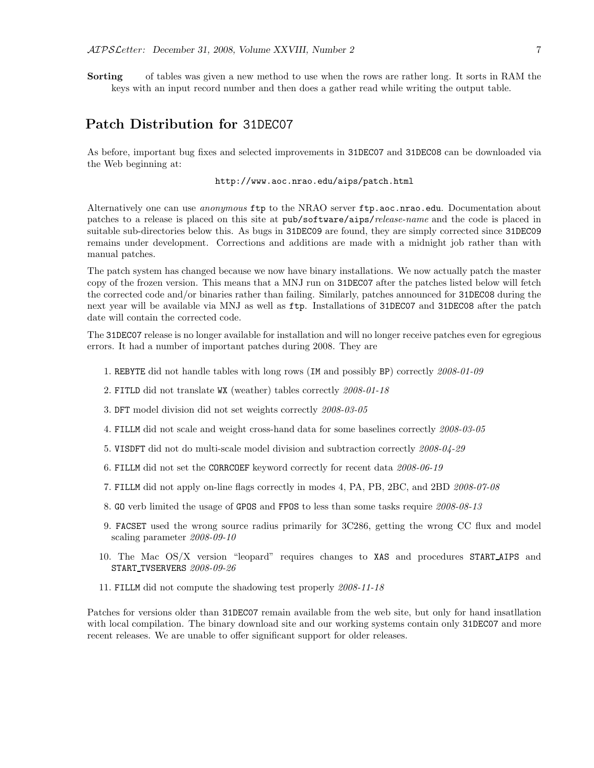**Sorting** of tables was given a new method to use when the rows are rather long. It sorts in RAM the keys with an input record number and then does a gather read while writing the output table.

## Patch Distribution for 31DEC07

As before, important bug fixes and selected improvements in 31DEC07 and 31DEC08 can be downloaded via the Web beginning at:

http://www.aoc.nrao.edu/aips/patch.html

Alternatively one can use *anonymous* ftp to the NRAO server ftp.aoc.nrao.edu. Documentation about patches to a release is placed on this site at pub/software/aips/*release-name* and the code is placed in suitable sub-directories below this. As bugs in 31DEC09 are found, they are simply corrected since 31DEC09 remains under development. Corrections and additions are made with a midnight job rather than with manual patches.

The patch system has changed because we now have binary installations. We now actually patch the master copy of the frozen version. This means that a MNJ run on 31DEC07 after the patches listed below will fetch the corrected code and/or binaries rather than failing. Similarly, patches announced for 31DEC08 during the next year will be available via MNJ as well as ftp. Installations of 31DEC07 and 31DEC08 after the patch date will contain the corrected code.

The 31DEC07 release is no longer available for installation and will no longer receive patches even for egregious errors. It had a number of important patches during 2008. They are

1. REBYTE did not handle tables with long rows (IM and possibly BP) correctly *2008-01-09*
2. FITLD did not translate WX (weather) tables correctly *2008-01-18*
3. DFT model division did not set weights correctly *2008-03-05*
4. FILLM did not scale and weight cross-hand data for some baselines correctly *2008-03-05*
5. VISDFT did not do multi-scale model division and subtraction correctly *2008-04-29*
6. FILLM did not set the CORRCOEF keyword correctly for recent data *2008-06-19*
7. FILLM did not apply on-line flags correctly in modes 4, PA, PB, 2BC, and 2BD *2008-07-08*
8. GO verb limited the usage of GPOS and FPOS to less than some tasks require *2008-08-13*
9. FACSET used the wrong source radius primarily for 3C286, getting the wrong CC flux and model scaling parameter *2008-09-10*
10. The Mac OS/X version "leopard" requires changes to XAS and procedures START_AIPS and START_TVSERVERS *2008-09-26*
11. FILLM did not compute the shadowing test properly *2008-11-18*

Patches for versions older than 31DEC07 remain available from the web site, but only for hand insatllation with local compilation. The binary download site and our working systems contain only 31DEC07 and more recent releases. We are unable to offer significant support for older releases.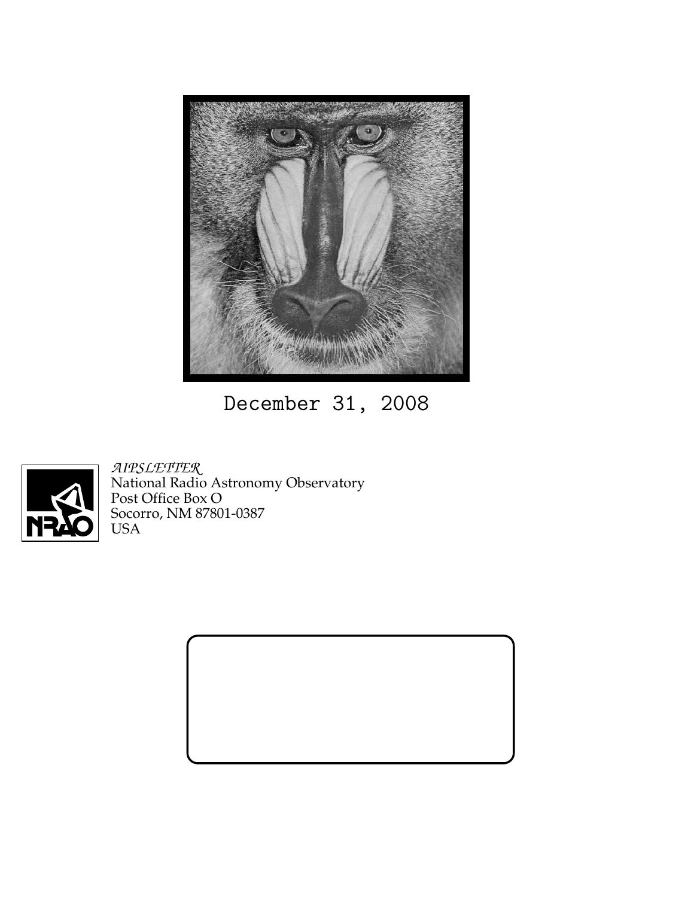December 31, 2008

*AIPSLETTER*
National Radio Astronomy Observatory
Post Office Box O
Socorro, NM 87801-0387
USA